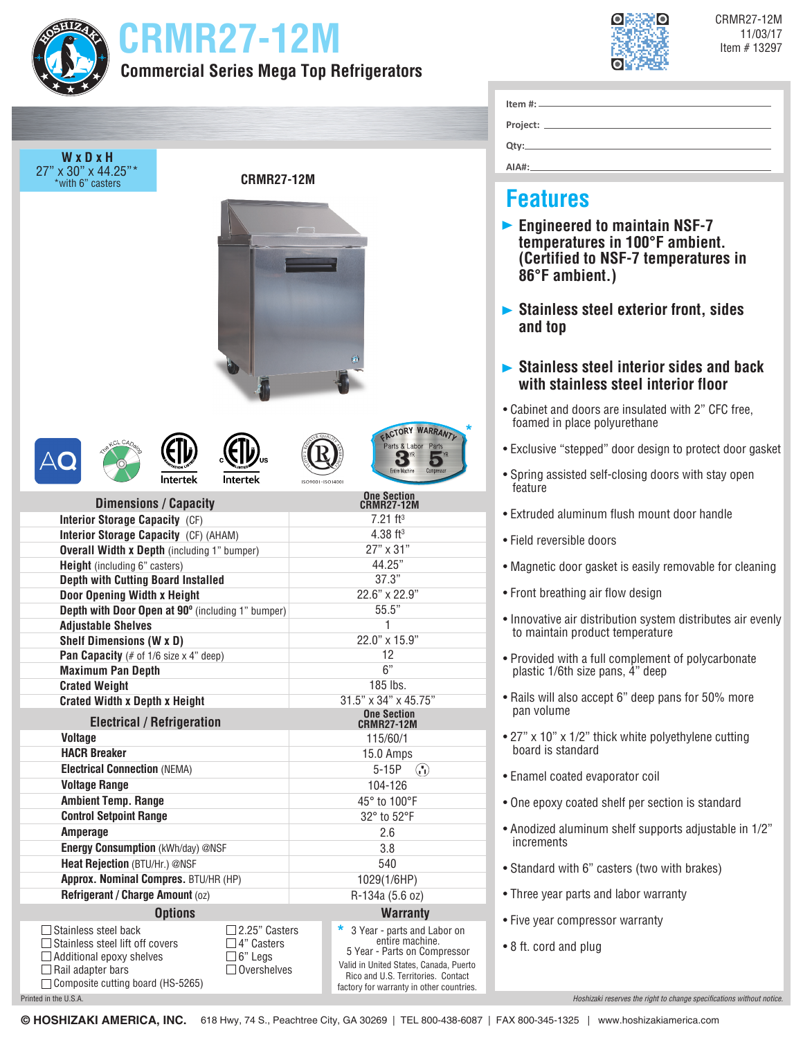# CRMR27-12M

## Commercial Series Mega Top Refrigerators

CRMR27-12M
11/03/17
Item # 13297

Item #: ____________________

Project: ____________________

Qty: ____________________

AIA#: ____________________

**W x D x H**
27" x 30" x 44.25"*
*with 6" casters

CRMR27-12M

FACTORY WARRANTY* — Parts & Labor 3 YR Entire Machine, Parts 5 YR Compressor

ISO9001 - ISO14001

| Dimensions / Capacity | One Section CRMR27-12M |
|---|---|
| **Interior Storage Capacity** (CF) | 7.21 ft³ |
| **Interior Storage Capacity** (CF) (AHAM) | 4.38 ft³ |
| **Overall Width x Depth** (including 1" bumper) | 27" x 31" |
| **Height** (including 6" casters) | 44.25" |
| **Depth with Cutting Board Installed** | 37.3" |
| **Door Opening Width x Height** | 22.6" x 22.9" |
| **Depth with Door Open at 90º** (including 1" bumper) | 55.5" |
| **Adjustable Shelves** | 1 |
| **Shelf Dimensions (W x D)** | 22.0" x 15.9" |
| **Pan Capacity** (# of 1/6 size x 4" deep) | 12 |
| **Maximum Pan Depth** | 6" |
| **Crated Weight** | 185 lbs. |
| **Crated Width x Depth x Height** | 31.5" x 34" x 45.75" |

| Electrical / Refrigeration | One Section CRMR27-12M |
|---|---|
| **Voltage** | 115/60/1 |
| **HACR Breaker** | 15.0 Amps |
| **Electrical Connection** (NEMA) | 5-15P |
| **Voltage Range** | 104-126 |
| **Ambient Temp. Range** | 45° to 100°F |
| **Control Setpoint Range** | 32° to 52°F |
| **Amperage** | 2.6 |
| **Energy Consumption** (kWh/day) @NSF | 3.8 |
| **Heat Rejection** (BTU/Hr.) @NSF | 540 |
| **Approx. Nominal Compres.** BTU/HR (HP) | 1029(1/6HP) |
| **Refrigerant / Charge Amount** (oz) | R-134a (5.6 oz) |

## Options

- ☐ Stainless steel back
- ☐ Stainless steel lift off covers
- ☐ Additional epoxy shelves
- ☐ Rail adapter bars
- ☐ Composite cutting board (HS-5265)
- ☐ 2.25" Casters
- ☐ 4" Casters
- ☐ 6" Legs
- ☐ Overshelves

## Warranty

* 3 Year - parts and Labor on entire machine.
5 Year - Parts on Compressor
Valid in United States, Canada, Puerto Rico and U.S. Territories. Contact factory for warranty in other countries.

## Features

- ► **Engineered to maintain NSF-7 temperatures in 100°F ambient. (Certified to NSF-7 temperatures in 86°F ambient.)**
- ► **Stainless steel exterior front, sides and top**
- ► **Stainless steel interior sides and back with stainless steel interior floor**
- Cabinet and doors are insulated with 2" CFC free, foamed in place polyurethane
- Exclusive "stepped" door design to protect door gasket
- Spring assisted self-closing doors with stay open feature
- Extruded aluminum flush mount door handle
- Field reversible doors
- Magnetic door gasket is easily removable for cleaning
- Front breathing air flow design
- Innovative air distribution system distributes air evenly to maintain product temperature
- Provided with a full complement of polycarbonate plastic 1/6th size pans, 4" deep
- Rails will also accept 6" deep pans for 50% more pan volume
- 27" x 10" x 1/2" thick white polyethylene cutting board is standard
- Enamel coated evaporator coil
- One epoxy coated shelf per section is standard
- Anodized aluminum shelf supports adjustable in 1/2" increments
- Standard with 6" casters (two with brakes)
- Three year parts and labor warranty
- Five year compressor warranty
- 8 ft. cord and plug

Printed in the U.S.A.

*Hoshizaki reserves the right to change specifications without notice.*

**© HOSHIZAKI AMERICA, INC.** 618 Hwy, 74 S., Peachtree City, GA 30269 | TEL 800-438-6087 | FAX 800-345-1325 | www.hoshizakiamerica.com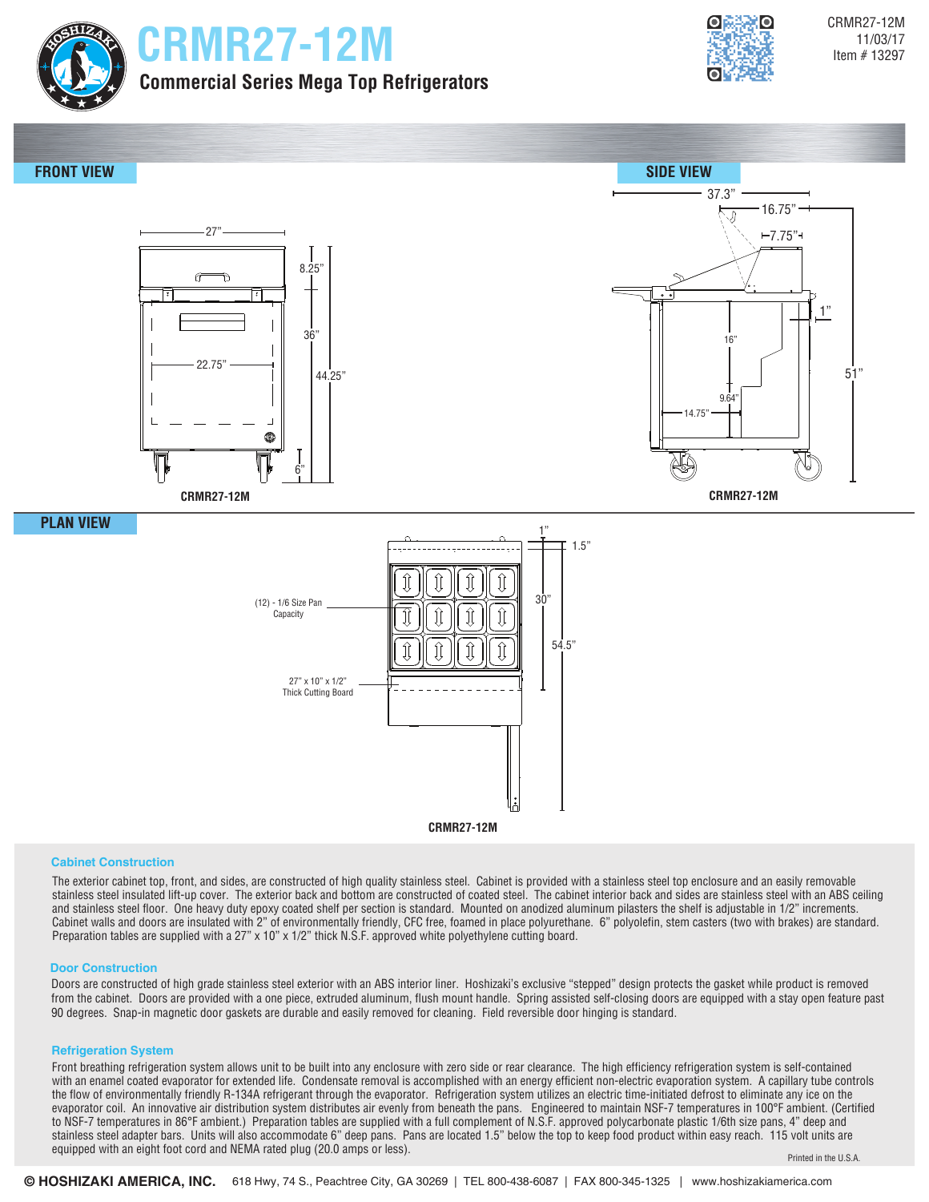# CRMR27-12M

## Commercial Series Mega Top Refrigerators

CRMR27-12M
11/03/17
Item # 13297

### FRONT VIEW

27"
8.25"
36"
22.75"
44.25"
6"

CRMR27-12M

### SIDE VIEW

37.3"
16.75"
7.75"
1"
16"
51"
9.64"
14.75"

CRMR27-12M

### PLAN VIEW

1"
1.5"
30"
54.5"
(12) - 1/6 Size Pan Capacity
27" x 10" x 1/2" Thick Cutting Board

CRMR27-12M

#### Cabinet Construction

The exterior cabinet top, front, and sides, are constructed of high quality stainless steel. Cabinet is provided with a stainless steel top enclosure and an easily removable stainless steel insulated lift-up cover. The exterior back and bottom are constructed of coated steel. The cabinet interior back and sides are stainless steel with an ABS ceiling and stainless steel floor. One heavy duty epoxy coated shelf per section is standard. Mounted on anodized aluminum pilasters the shelf is adjustable in 1/2" increments. Cabinet walls and doors are insulated with 2" of environmentally friendly, CFC free, foamed in place polyurethane. 6" polyolefin, stem casters (two with brakes) are standard. Preparation tables are supplied with a 27" x 10" x 1/2" thick N.S.F. approved white polyethylene cutting board.

#### Door Construction

Doors are constructed of high grade stainless steel exterior with an ABS interior liner. Hoshizaki's exclusive "stepped" design protects the gasket while product is removed from the cabinet. Doors are provided with a one piece, extruded aluminum, flush mount handle. Spring assisted self-closing doors are equipped with a stay open feature past 90 degrees. Snap-in magnetic door gaskets are durable and easily removed for cleaning. Field reversible door hinging is standard.

#### Refrigeration System

Front breathing refrigeration system allows unit to be built into any enclosure with zero side or rear clearance. The high efficiency refrigeration system is self-contained with an enamel coated evaporator for extended life. Condensate removal is accomplished with an energy efficient non-electric evaporation system. A capillary tube controls the flow of environmentally friendly R-134A refrigerant through the evaporator. Refrigeration system utilizes an electric time-initiated defrost to eliminate any ice on the evaporator coil. An innovative air distribution system distributes air evenly from beneath the pans. Engineered to maintain NSF-7 temperatures in 100°F ambient. (Certified to NSF-7 temperatures in 86°F ambient.) Preparation tables are supplied with a full complement of N.S.F. approved polycarbonate plastic 1/6th size pans, 4" deep and stainless steel adapter bars. Units will also accommodate 6" deep pans. Pans are located 1.5" below the top to keep food product within easy reach. 115 volt units are equipped with an eight foot cord and NEMA rated plug (20.0 amps or less).

Printed in the U.S.A.

**© HOSHIZAKI AMERICA, INC.** 618 Hwy, 74 S., Peachtree City, GA 30269 | TEL 800-438-6087 | FAX 800-345-1325 | www.hoshizakiamerica.com